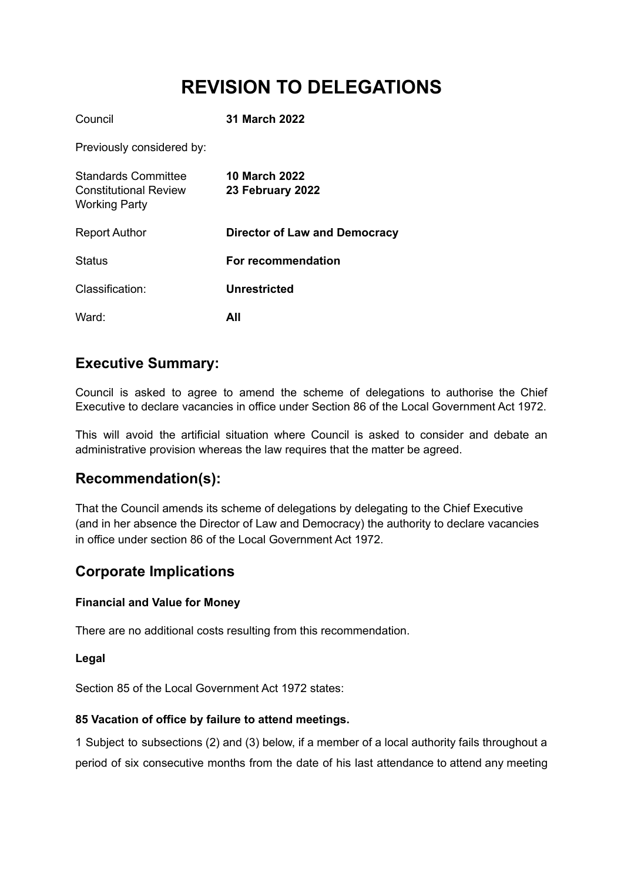# REVISION TO DELEGATIONS

| | |
|---|---|
| Council | **31 March 2022** |
| Previously considered by: | |
| Standards Committee | **10 March 2022** |
| Constitutional Review Working Party | **23 February 2022** |
| Report Author | **Director of Law and Democracy** |
| Status | **For recommendation** |
| Classification: | **Unrestricted** |
| Ward: | **All** |

## Executive Summary:

Council is asked to agree to amend the scheme of delegations to authorise the Chief Executive to declare vacancies in office under Section 86 of the Local Government Act 1972.

This will avoid the artificial situation where Council is asked to consider and debate an administrative provision whereas the law requires that the matter be agreed.

## Recommendation(s):

That the Council amends its scheme of delegations by delegating to the Chief Executive (and in her absence the Director of Law and Democracy) the authority to declare vacancies in office under section 86 of the Local Government Act 1972.

## Corporate Implications

**Financial and Value for Money**

There are no additional costs resulting from this recommendation.

**Legal**

Section 85 of the Local Government Act 1972 states:

**85 Vacation of office by failure to attend meetings.**

1 Subject to subsections (2) and (3) below, if a member of a local authority fails throughout a period of six consecutive months from the date of his last attendance to attend any meeting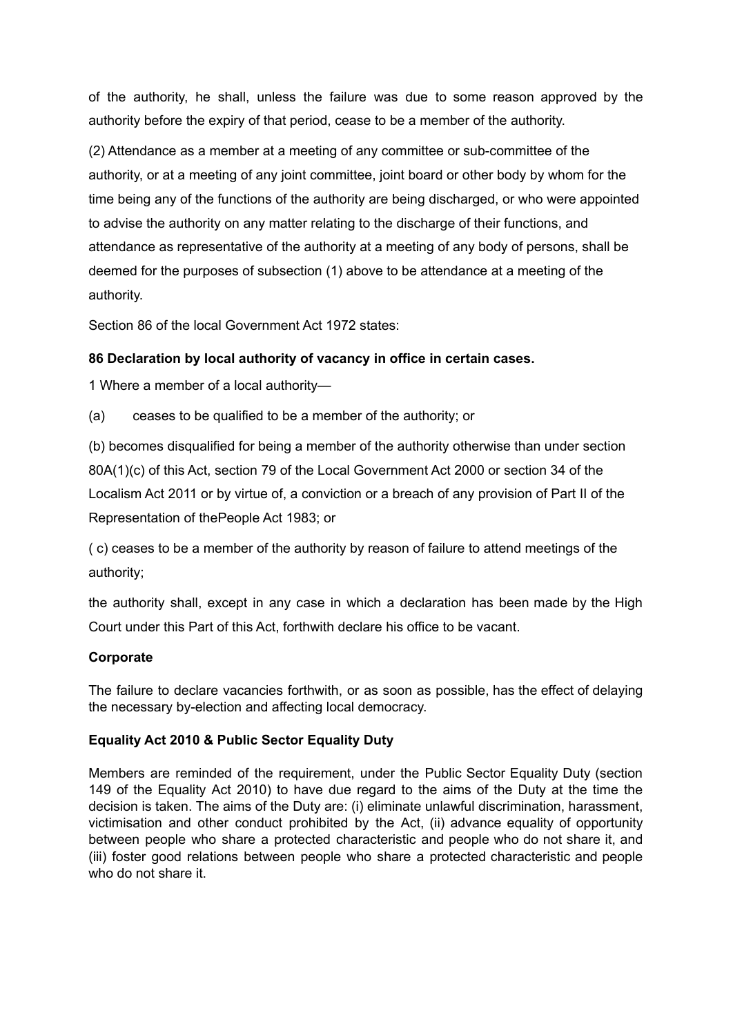of the authority, he shall, unless the failure was due to some reason approved by the authority before the expiry of that period, cease to be a member of the authority.

(2) Attendance as a member at a meeting of any committee or sub-committee of the authority, or at a meeting of any joint committee, joint board or other body by whom for the time being any of the functions of the authority are being discharged, or who were appointed to advise the authority on any matter relating to the discharge of their functions, and attendance as representative of the authority at a meeting of any body of persons, shall be deemed for the purposes of subsection (1) above to be attendance at a meeting of the authority.

Section 86 of the local Government Act 1972 states:

**86 Declaration by local authority of vacancy in office in certain cases.**

1 Where a member of a local authority—

(a) ceases to be qualified to be a member of the authority; or

(b) becomes disqualified for being a member of the authority otherwise than under section 80A(1)(c) of this Act, section 79 of the Local Government Act 2000 or section 34 of the Localism Act 2011 or by virtue of, a conviction or a breach of any provision of Part II of the Representation of thePeople Act 1983; or

( c) ceases to be a member of the authority by reason of failure to attend meetings of the authority;

the authority shall, except in any case in which a declaration has been made by the High Court under this Part of this Act, forthwith declare his office to be vacant.

**Corporate**

The failure to declare vacancies forthwith, or as soon as possible, has the effect of delaying the necessary by-election and affecting local democracy.

**Equality Act 2010 & Public Sector Equality Duty**

Members are reminded of the requirement, under the Public Sector Equality Duty (section 149 of the Equality Act 2010) to have due regard to the aims of the Duty at the time the decision is taken. The aims of the Duty are: (i) eliminate unlawful discrimination, harassment, victimisation and other conduct prohibited by the Act, (ii) advance equality of opportunity between people who share a protected characteristic and people who do not share it, and (iii) foster good relations between people who share a protected characteristic and people who do not share it.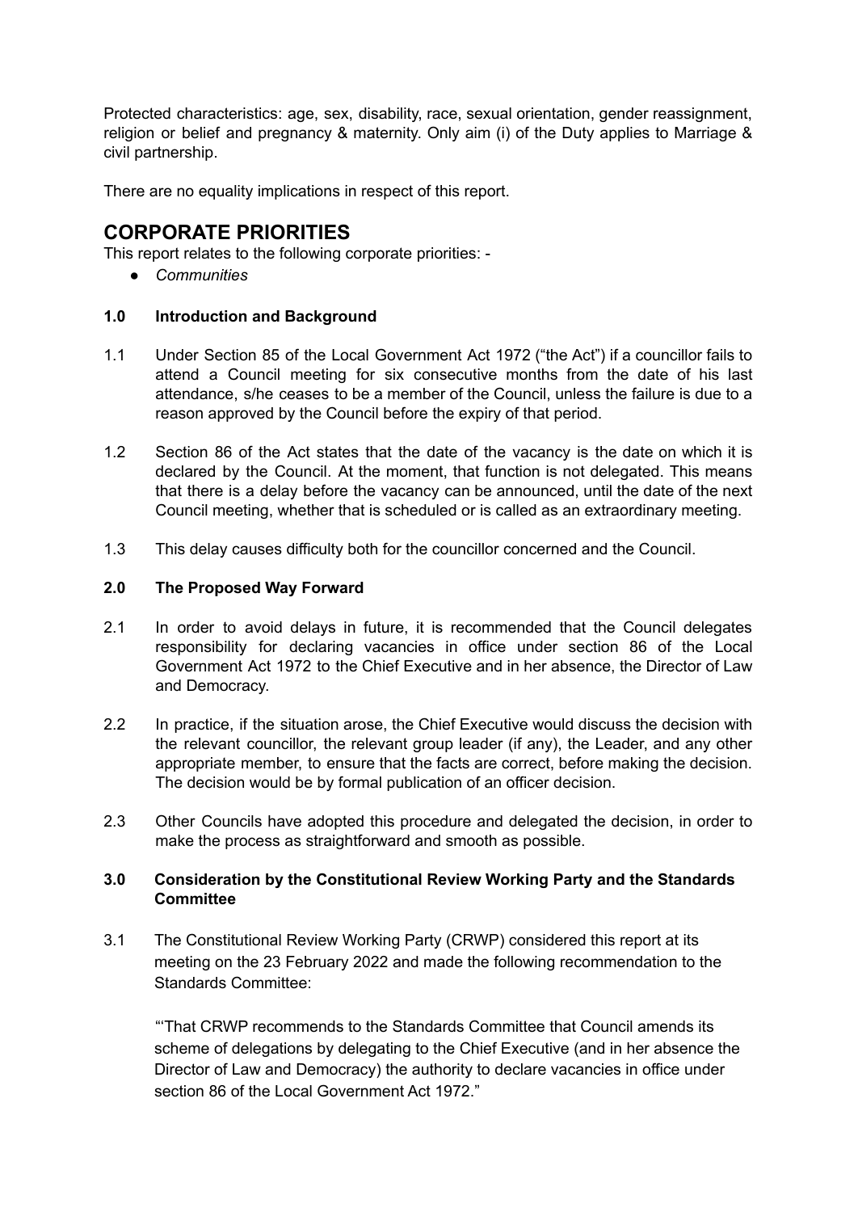Protected characteristics: age, sex, disability, race, sexual orientation, gender reassignment, religion or belief and pregnancy & maternity. Only aim (i) of the Duty applies to Marriage & civil partnership.

There are no equality implications in respect of this report.

## CORPORATE PRIORITIES

This report relates to the following corporate priorities: -

- *Communities*

### 1.0 Introduction and Background

1.1 Under Section 85 of the Local Government Act 1972 ("the Act") if a councillor fails to attend a Council meeting for six consecutive months from the date of his last attendance, s/he ceases to be a member of the Council, unless the failure is due to a reason approved by the Council before the expiry of that period.

1.2 Section 86 of the Act states that the date of the vacancy is the date on which it is declared by the Council. At the moment, that function is not delegated. This means that there is a delay before the vacancy can be announced, until the date of the next Council meeting, whether that is scheduled or is called as an extraordinary meeting.

1.3 This delay causes difficulty both for the councillor concerned and the Council.

### 2.0 The Proposed Way Forward

2.1 In order to avoid delays in future, it is recommended that the Council delegates responsibility for declaring vacancies in office under section 86 of the Local Government Act 1972 to the Chief Executive and in her absence, the Director of Law and Democracy.

2.2 In practice, if the situation arose, the Chief Executive would discuss the decision with the relevant councillor, the relevant group leader (if any), the Leader, and any other appropriate member, to ensure that the facts are correct, before making the decision. The decision would be by formal publication of an officer decision.

2.3 Other Councils have adopted this procedure and delegated the decision, in order to make the process as straightforward and smooth as possible.

### 3.0 Consideration by the Constitutional Review Working Party and the Standards Committee

3.1 The Constitutional Review Working Party (CRWP) considered this report at its meeting on the 23 February 2022 and made the following recommendation to the Standards Committee:

"'That CRWP recommends to the Standards Committee that Council amends its scheme of delegations by delegating to the Chief Executive (and in her absence the Director of Law and Democracy) the authority to declare vacancies in office under section 86 of the Local Government Act 1972."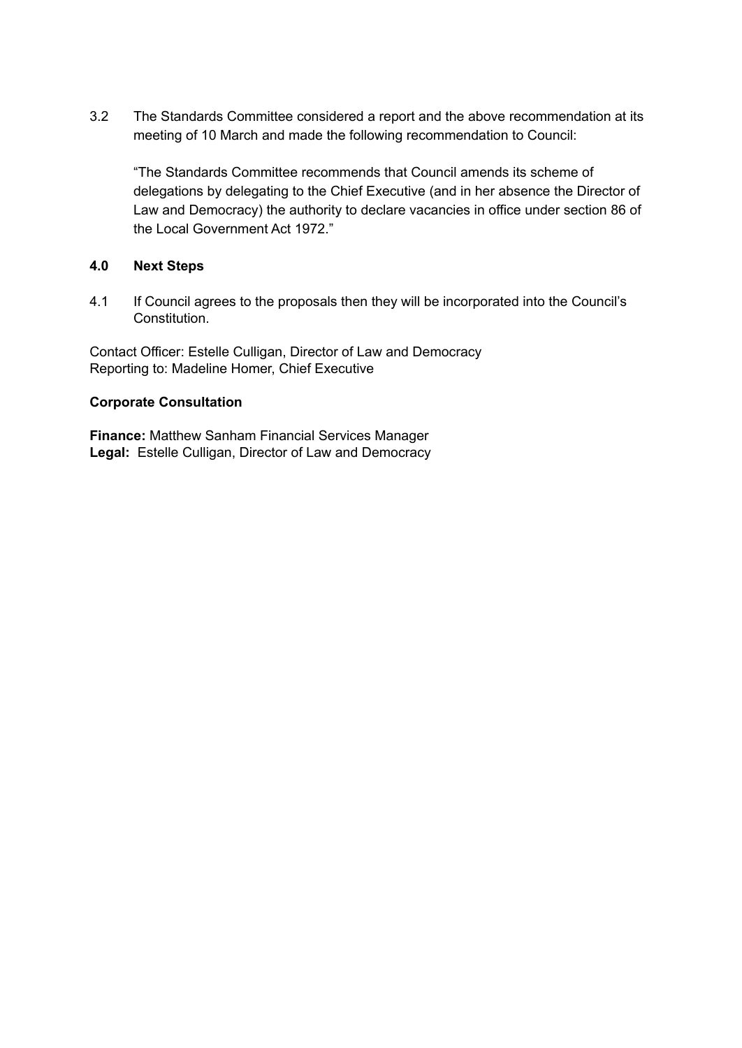3.2 The Standards Committee considered a report and the above recommendation at its meeting of 10 March and made the following recommendation to Council:

> "The Standards Committee recommends that Council amends its scheme of delegations by delegating to the Chief Executive (and in her absence the Director of Law and Democracy) the authority to declare vacancies in office under section 86 of the Local Government Act 1972."

## 4.0 Next Steps

4.1 If Council agrees to the proposals then they will be incorporated into the Council's Constitution.

Contact Officer: Estelle Culligan, Director of Law and Democracy
Reporting to: Madeline Homer, Chief Executive

**Corporate Consultation**

**Finance:** Matthew Sanham Financial Services Manager
**Legal:** Estelle Culligan, Director of Law and Democracy